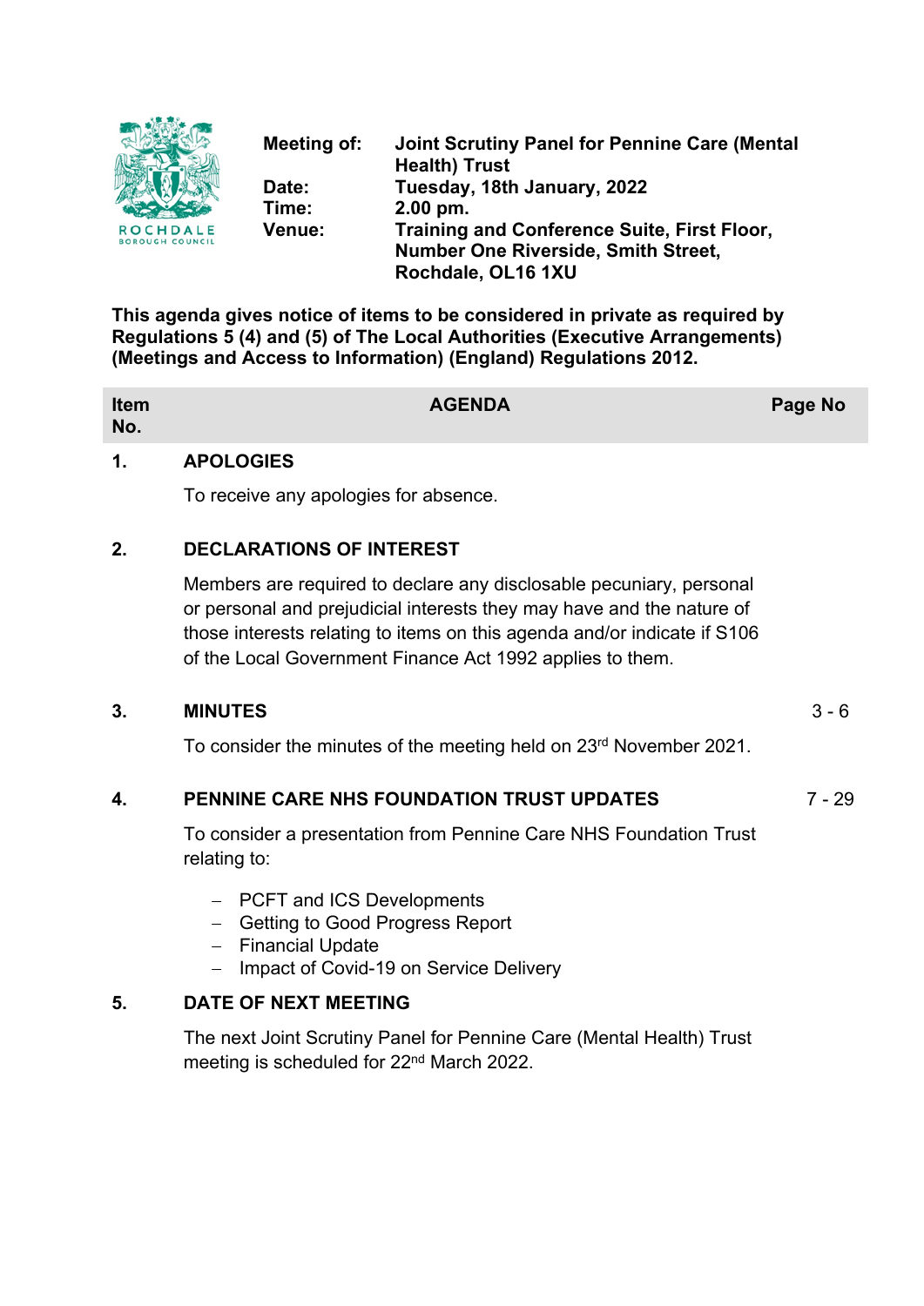ROCHDALE BOROUGH COUNCIL

| | |
|---|---|
| **Meeting of:** | **Joint Scrutiny Panel for Pennine Care (Mental Health) Trust** |
| **Date:** | **Tuesday, 18th January, 2022** |
| **Time:** | **2.00 pm.** |
| **Venue:** | **Training and Conference Suite, First Floor, Number One Riverside, Smith Street, Rochdale, OL16 1XU** |

**This agenda gives notice of items to be considered in private as required by Regulations 5 (4) and (5) of The Local Authorities (Executive Arrangements) (Meetings and Access to Information) (England) Regulations 2012.**

| Item No. | AGENDA | Page No |
|---|---|---|
| **1.** | **APOLOGIES**<br><br>To receive any apologies for absence. | |
| **2.** | **DECLARATIONS OF INTEREST**<br><br>Members are required to declare any disclosable pecuniary, personal or personal and prejudicial interests they may have and the nature of those interests relating to items on this agenda and/or indicate if S106 of the Local Government Finance Act 1992 applies to them. | |
| **3.** | **MINUTES**<br><br>To consider the minutes of the meeting held on 23rd November 2021. | 3 - 6 |
| **4.** | **PENNINE CARE NHS FOUNDATION TRUST UPDATES**<br><br>To consider a presentation from Pennine Care NHS Foundation Trust relating to:<br><br>– PCFT and ICS Developments<br>– Getting to Good Progress Report<br>– Financial Update<br>– Impact of Covid-19 on Service Delivery | 7 - 29 |
| **5.** | **DATE OF NEXT MEETING**<br><br>The next Joint Scrutiny Panel for Pennine Care (Mental Health) Trust meeting is scheduled for 22nd March 2022. | |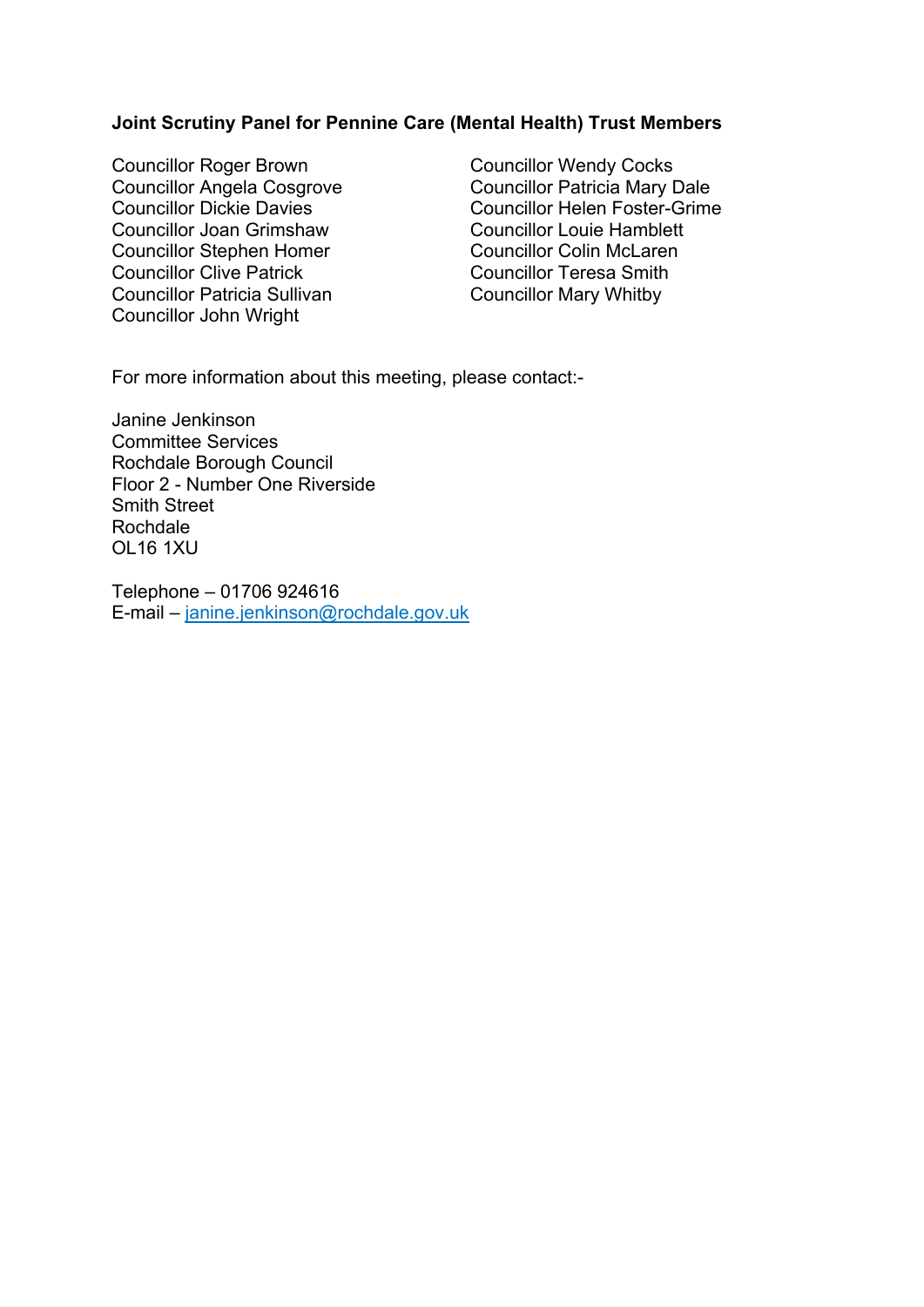**Joint Scrutiny Panel for Pennine Care (Mental Health) Trust Members**

Councillor Roger Brown
Councillor Angela Cosgrove
Councillor Dickie Davies
Councillor Joan Grimshaw
Councillor Stephen Homer
Councillor Clive Patrick
Councillor Patricia Sullivan
Councillor John Wright
Councillor Wendy Cocks
Councillor Patricia Mary Dale
Councillor Helen Foster-Grime
Councillor Louie Hamblett
Councillor Colin McLaren
Councillor Teresa Smith
Councillor Mary Whitby

For more information about this meeting, please contact:-

Janine Jenkinson
Committee Services
Rochdale Borough Council
Floor 2 - Number One Riverside
Smith Street
Rochdale
OL16 1XU

Telephone – 01706 924616
E-mail – janine.jenkinson@rochdale.gov.uk